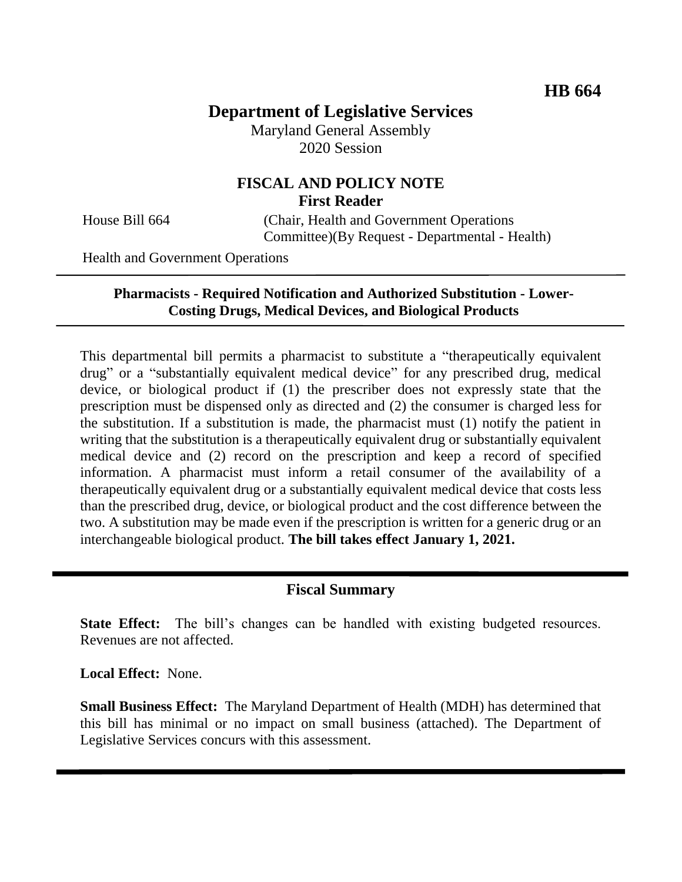HB 664

# Department of Legislative Services

Maryland General Assembly
2020 Session

## FISCAL AND POLICY NOTE
**First Reader**

House Bill 664 (Chair, Health and Government Operations Committee)(By Request - Departmental - Health)

Health and Government Operations

---

**Pharmacists - Required Notification and Authorized Substitution - Lower-Costing Drugs, Medical Devices, and Biological Products**

---

This departmental bill permits a pharmacist to substitute a "therapeutically equivalent drug" or a "substantially equivalent medical device" for any prescribed drug, medical device, or biological product if (1) the prescriber does not expressly state that the prescription must be dispensed only as directed and (2) the consumer is charged less for the substitution. If a substitution is made, the pharmacist must (1) notify the patient in writing that the substitution is a therapeutically equivalent drug or substantially equivalent medical device and (2) record on the prescription and keep a record of specified information. A pharmacist must inform a retail consumer of the availability of a therapeutically equivalent drug or a substantially equivalent medical device that costs less than the prescribed drug, device, or biological product and the cost difference between the two. A substitution may be made even if the prescription is written for a generic drug or an interchangeable biological product. **The bill takes effect January 1, 2021.**

---

## Fiscal Summary

**State Effect:** The bill's changes can be handled with existing budgeted resources. Revenues are not affected.

**Local Effect:** None.

**Small Business Effect:** The Maryland Department of Health (MDH) has determined that this bill has minimal or no impact on small business (attached). The Department of Legislative Services concurs with this assessment.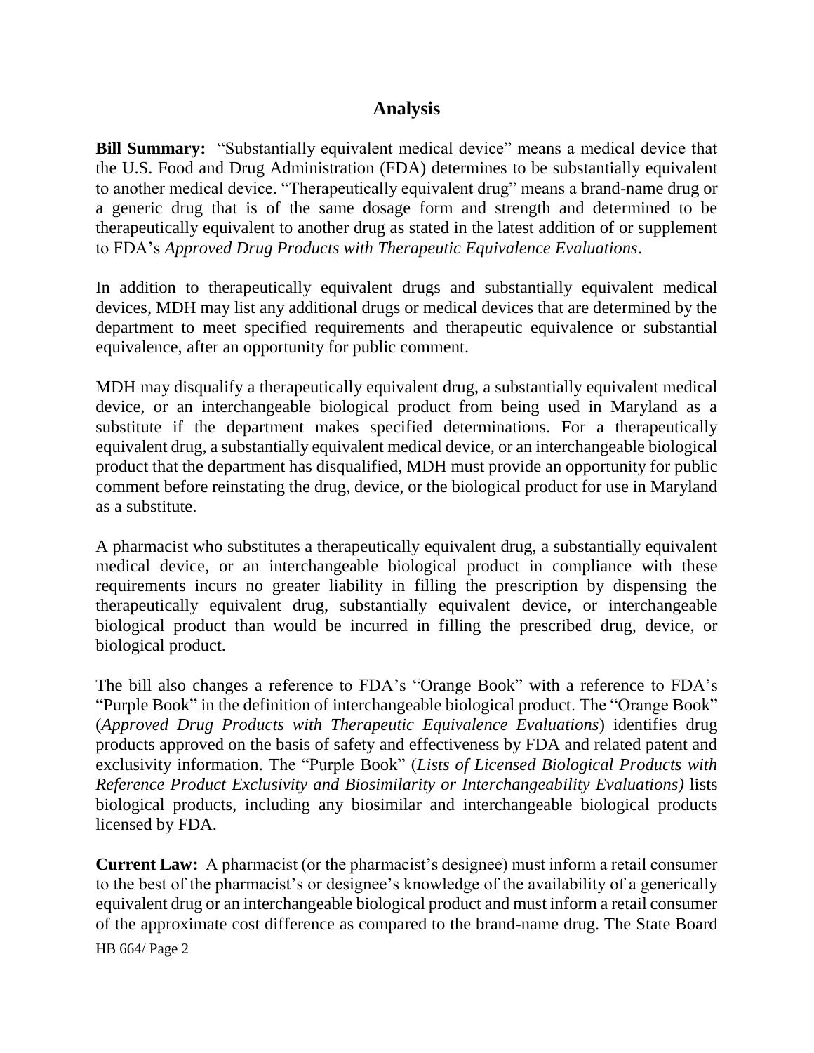## Analysis

**Bill Summary:** "Substantially equivalent medical device" means a medical device that the U.S. Food and Drug Administration (FDA) determines to be substantially equivalent to another medical device. "Therapeutically equivalent drug" means a brand-name drug or a generic drug that is of the same dosage form and strength and determined to be therapeutically equivalent to another drug as stated in the latest addition of or supplement to FDA's *Approved Drug Products with Therapeutic Equivalence Evaluations*.

In addition to therapeutically equivalent drugs and substantially equivalent medical devices, MDH may list any additional drugs or medical devices that are determined by the department to meet specified requirements and therapeutic equivalence or substantial equivalence, after an opportunity for public comment.

MDH may disqualify a therapeutically equivalent drug, a substantially equivalent medical device, or an interchangeable biological product from being used in Maryland as a substitute if the department makes specified determinations. For a therapeutically equivalent drug, a substantially equivalent medical device, or an interchangeable biological product that the department has disqualified, MDH must provide an opportunity for public comment before reinstating the drug, device, or the biological product for use in Maryland as a substitute.

A pharmacist who substitutes a therapeutically equivalent drug, a substantially equivalent medical device, or an interchangeable biological product in compliance with these requirements incurs no greater liability in filling the prescription by dispensing the therapeutically equivalent drug, substantially equivalent device, or interchangeable biological product than would be incurred in filling the prescribed drug, device, or biological product.

The bill also changes a reference to FDA's "Orange Book" with a reference to FDA's "Purple Book" in the definition of interchangeable biological product. The "Orange Book" (*Approved Drug Products with Therapeutic Equivalence Evaluations*) identifies drug products approved on the basis of safety and effectiveness by FDA and related patent and exclusivity information. The "Purple Book" (*Lists of Licensed Biological Products with Reference Product Exclusivity and Biosimilarity or Interchangeability Evaluations)* lists biological products, including any biosimilar and interchangeable biological products licensed by FDA.

**Current Law:** A pharmacist (or the pharmacist's designee) must inform a retail consumer to the best of the pharmacist's or designee's knowledge of the availability of a generically equivalent drug or an interchangeable biological product and must inform a retail consumer of the approximate cost difference as compared to the brand-name drug. The State Board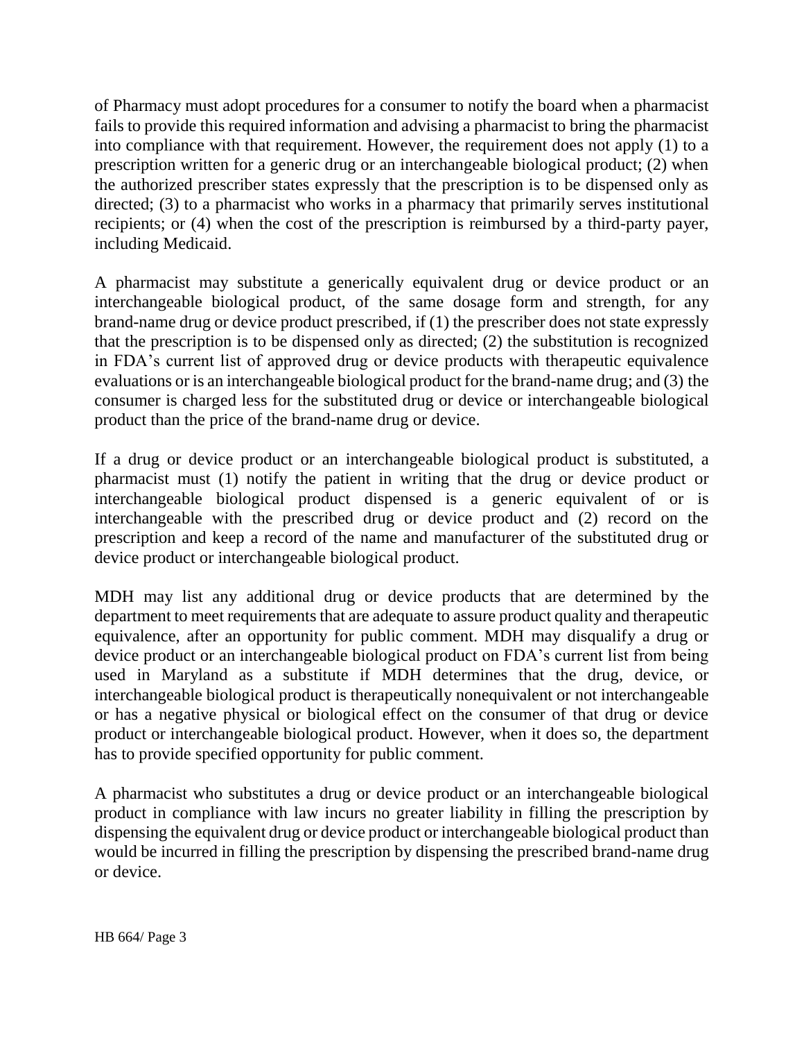of Pharmacy must adopt procedures for a consumer to notify the board when a pharmacist fails to provide this required information and advising a pharmacist to bring the pharmacist into compliance with that requirement. However, the requirement does not apply (1) to a prescription written for a generic drug or an interchangeable biological product; (2) when the authorized prescriber states expressly that the prescription is to be dispensed only as directed; (3) to a pharmacist who works in a pharmacy that primarily serves institutional recipients; or (4) when the cost of the prescription is reimbursed by a third-party payer, including Medicaid.

A pharmacist may substitute a generically equivalent drug or device product or an interchangeable biological product, of the same dosage form and strength, for any brand-name drug or device product prescribed, if (1) the prescriber does not state expressly that the prescription is to be dispensed only as directed; (2) the substitution is recognized in FDA's current list of approved drug or device products with therapeutic equivalence evaluations or is an interchangeable biological product for the brand-name drug; and (3) the consumer is charged less for the substituted drug or device or interchangeable biological product than the price of the brand-name drug or device.

If a drug or device product or an interchangeable biological product is substituted, a pharmacist must (1) notify the patient in writing that the drug or device product or interchangeable biological product dispensed is a generic equivalent of or is interchangeable with the prescribed drug or device product and (2) record on the prescription and keep a record of the name and manufacturer of the substituted drug or device product or interchangeable biological product.

MDH may list any additional drug or device products that are determined by the department to meet requirements that are adequate to assure product quality and therapeutic equivalence, after an opportunity for public comment. MDH may disqualify a drug or device product or an interchangeable biological product on FDA's current list from being used in Maryland as a substitute if MDH determines that the drug, device, or interchangeable biological product is therapeutically nonequivalent or not interchangeable or has a negative physical or biological effect on the consumer of that drug or device product or interchangeable biological product. However, when it does so, the department has to provide specified opportunity for public comment.

A pharmacist who substitutes a drug or device product or an interchangeable biological product in compliance with law incurs no greater liability in filling the prescription by dispensing the equivalent drug or device product or interchangeable biological product than would be incurred in filling the prescription by dispensing the prescribed brand-name drug or device.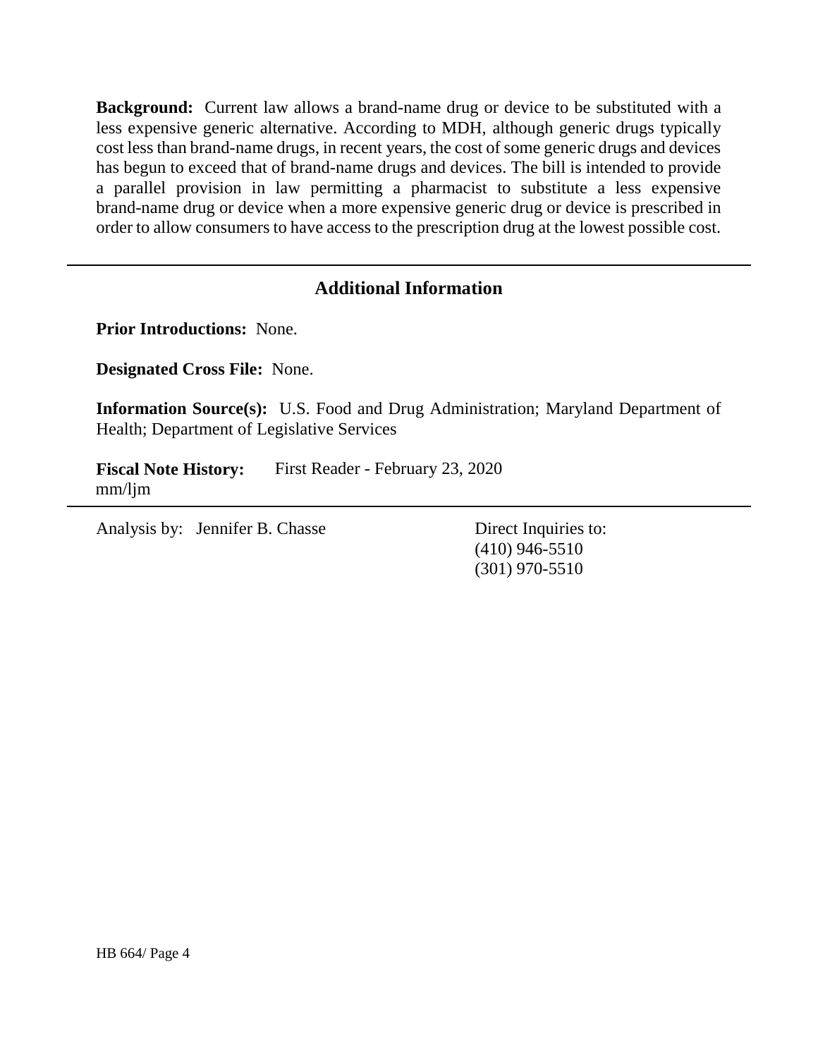**Background:** Current law allows a brand-name drug or device to be substituted with a less expensive generic alternative. According to MDH, although generic drugs typically cost less than brand-name drugs, in recent years, the cost of some generic drugs and devices has begun to exceed that of brand-name drugs and devices. The bill is intended to provide a parallel provision in law permitting a pharmacist to substitute a less expensive brand-name drug or device when a more expensive generic drug or device is prescribed in order to allow consumers to have access to the prescription drug at the lowest possible cost.

---

## Additional Information

**Prior Introductions:** None.

**Designated Cross File:** None.

**Information Source(s):** U.S. Food and Drug Administration; Maryland Department of Health; Department of Legislative Services

**Fiscal Note History:** First Reader - February 23, 2020
mm/ljm

---

Analysis by: Jennifer B. Chasse

Direct Inquiries to:
(410) 946-5510
(301) 970-5510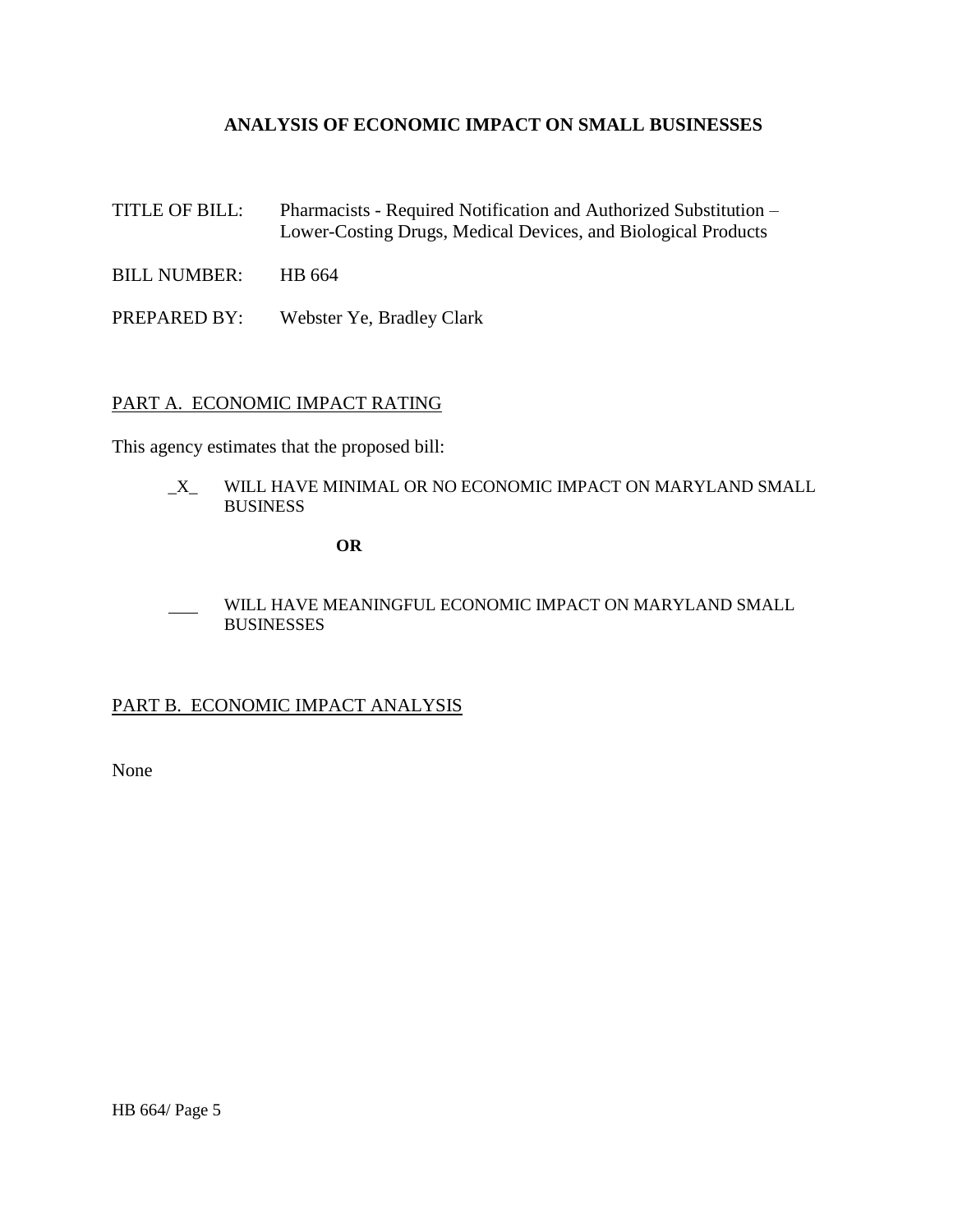# ANALYSIS OF ECONOMIC IMPACT ON SMALL BUSINESSES

TITLE OF BILL: Pharmacists - Required Notification and Authorized Substitution – Lower-Costing Drugs, Medical Devices, and Biological Products

BILL NUMBER: HB 664

PREPARED BY: Webster Ye, Bradley Clark

## PART A. ECONOMIC IMPACT RATING

This agency estimates that the proposed bill:

_X_ WILL HAVE MINIMAL OR NO ECONOMIC IMPACT ON MARYLAND SMALL BUSINESS

**OR**

___ WILL HAVE MEANINGFUL ECONOMIC IMPACT ON MARYLAND SMALL BUSINESSES

## PART B. ECONOMIC IMPACT ANALYSIS

None